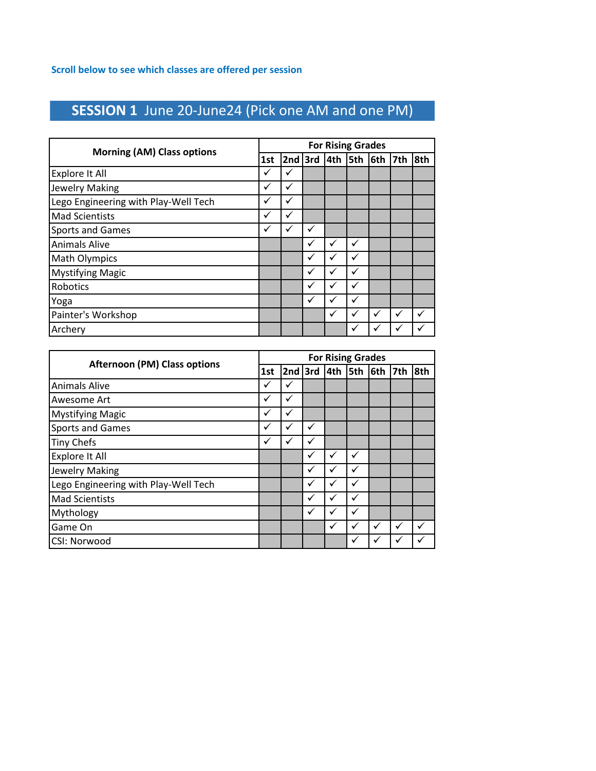Scroll below to see which classes are offered per session

## SESSION 1 June 20-June24 (Pick one AM and one PM)

| Morning (AM) Class options | For Rising Grades | | | | | | | |
|---|---|---|---|---|---|---|---|---|
| | 1st | 2nd | 3rd | 4th | 5th | 6th | 7th | 8th |
| Explore It All | ✓ | ✓ | | | | | | |
| Jewelry Making | ✓ | ✓ | | | | | | |
| Lego Engineering with Play-Well Tech | ✓ | ✓ | | | | | | |
| Mad Scientists | ✓ | ✓ | | | | | | |
| Sports and Games | ✓ | ✓ | ✓ | | | | | |
| Animals Alive | | | ✓ | ✓ | ✓ | | | |
| Math Olympics | | | ✓ | ✓ | ✓ | | | |
| Mystifying Magic | | | ✓ | ✓ | ✓ | | | |
| Robotics | | | ✓ | ✓ | ✓ | | | |
| Yoga | | | ✓ | ✓ | ✓ | | | |
| Painter's Workshop | | | | ✓ | ✓ | ✓ | ✓ | ✓ |
| Archery | | | | | ✓ | ✓ | ✓ | ✓ |

| Afternoon (PM) Class options | For Rising Grades | | | | | | | |
|---|---|---|---|---|---|---|---|---|
| | 1st | 2nd | 3rd | 4th | 5th | 6th | 7th | 8th |
| Animals Alive | ✓ | ✓ | | | | | | |
| Awesome Art | ✓ | ✓ | | | | | | |
| Mystifying Magic | ✓ | ✓ | | | | | | |
| Sports and Games | ✓ | ✓ | ✓ | | | | | |
| Tiny Chefs | ✓ | ✓ | ✓ | | | | | |
| Explore It All | | | ✓ | ✓ | ✓ | | | |
| Jewelry Making | | | ✓ | ✓ | ✓ | | | |
| Lego Engineering with Play-Well Tech | | | ✓ | ✓ | ✓ | | | |
| Mad Scientists | | | ✓ | ✓ | ✓ | | | |
| Mythology | | | ✓ | ✓ | ✓ | | | |
| Game On | | | | ✓ | ✓ | ✓ | ✓ | ✓ |
| CSI: Norwood | | | | | ✓ | ✓ | ✓ | ✓ |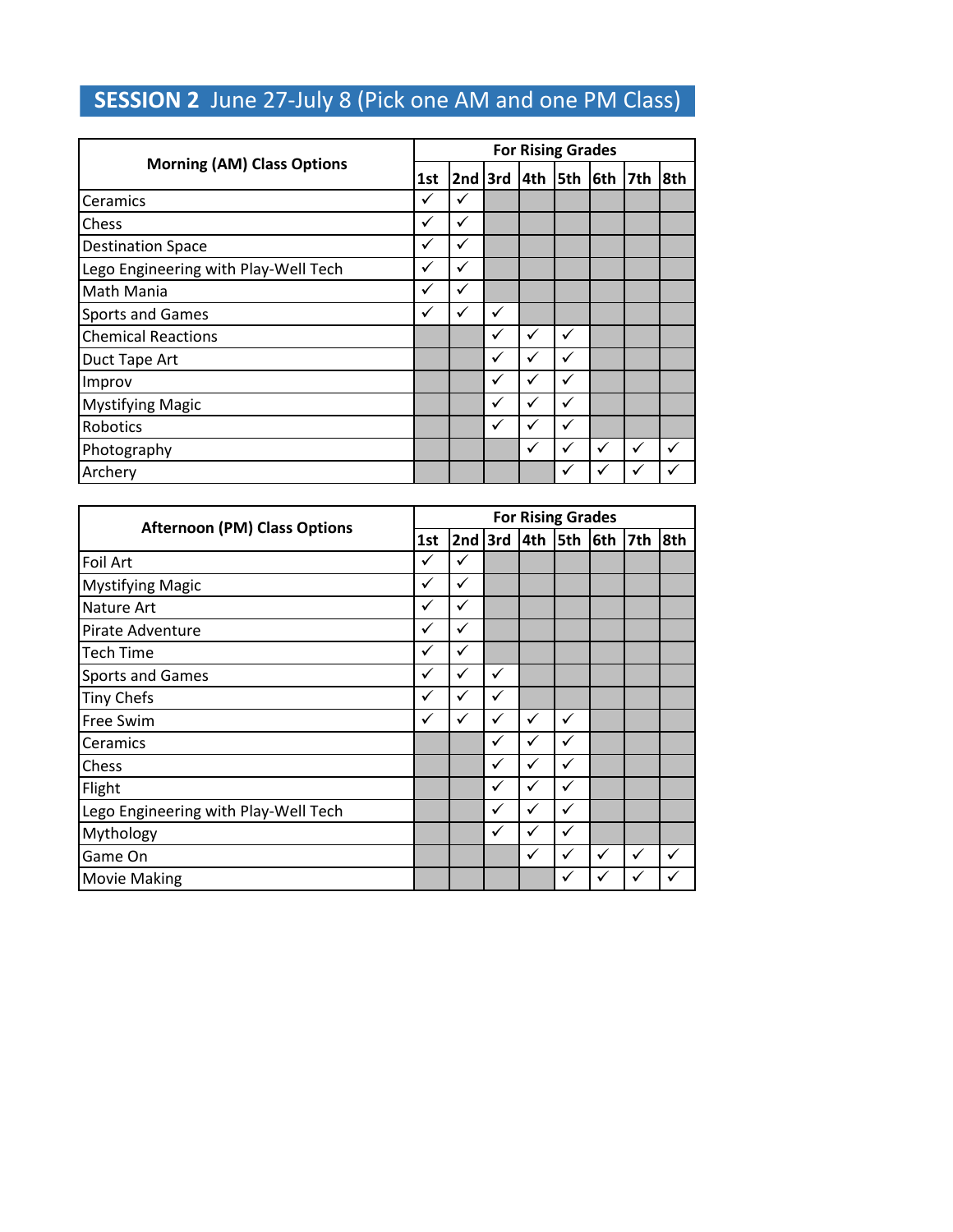## **SESSION 2** June 27-July 8 (Pick one AM and one PM Class)

| Morning (AM) Class Options | For Rising Grades | | | | | | | |
|---|---|---|---|---|---|---|---|---|
| | 1st | 2nd | 3rd | 4th | 5th | 6th | 7th | 8th |
| Ceramics | ✓ | ✓ | | | | | | |
| Chess | ✓ | ✓ | | | | | | |
| Destination Space | ✓ | ✓ | | | | | | |
| Lego Engineering with Play-Well Tech | ✓ | ✓ | | | | | | |
| Math Mania | ✓ | ✓ | | | | | | |
| Sports and Games | ✓ | ✓ | ✓ | | | | | |
| Chemical Reactions | | | ✓ | ✓ | ✓ | | | |
| Duct Tape Art | | | ✓ | ✓ | ✓ | | | |
| Improv | | | ✓ | ✓ | ✓ | | | |
| Mystifying Magic | | | ✓ | ✓ | ✓ | | | |
| Robotics | | | ✓ | ✓ | ✓ | | | |
| Photography | | | | ✓ | ✓ | ✓ | ✓ | ✓ |
| Archery | | | | | ✓ | ✓ | ✓ | ✓ |

| Afternoon (PM) Class Options | For Rising Grades | | | | | | | |
|---|---|---|---|---|---|---|---|---|
| | 1st | 2nd | 3rd | 4th | 5th | 6th | 7th | 8th |
| Foil Art | ✓ | ✓ | | | | | | |
| Mystifying Magic | ✓ | ✓ | | | | | | |
| Nature Art | ✓ | ✓ | | | | | | |
| Pirate Adventure | ✓ | ✓ | | | | | | |
| Tech Time | ✓ | ✓ | | | | | | |
| Sports and Games | ✓ | ✓ | ✓ | | | | | |
| Tiny Chefs | ✓ | ✓ | ✓ | | | | | |
| Free Swim | ✓ | ✓ | ✓ | ✓ | ✓ | | | |
| Ceramics | | | ✓ | ✓ | ✓ | | | |
| Chess | | | ✓ | ✓ | ✓ | | | |
| Flight | | | ✓ | ✓ | ✓ | | | |
| Lego Engineering with Play-Well Tech | | | ✓ | ✓ | ✓ | | | |
| Mythology | | | ✓ | ✓ | ✓ | | | |
| Game On | | | | ✓ | ✓ | ✓ | ✓ | ✓ |
| Movie Making | | | | | ✓ | ✓ | ✓ | ✓ |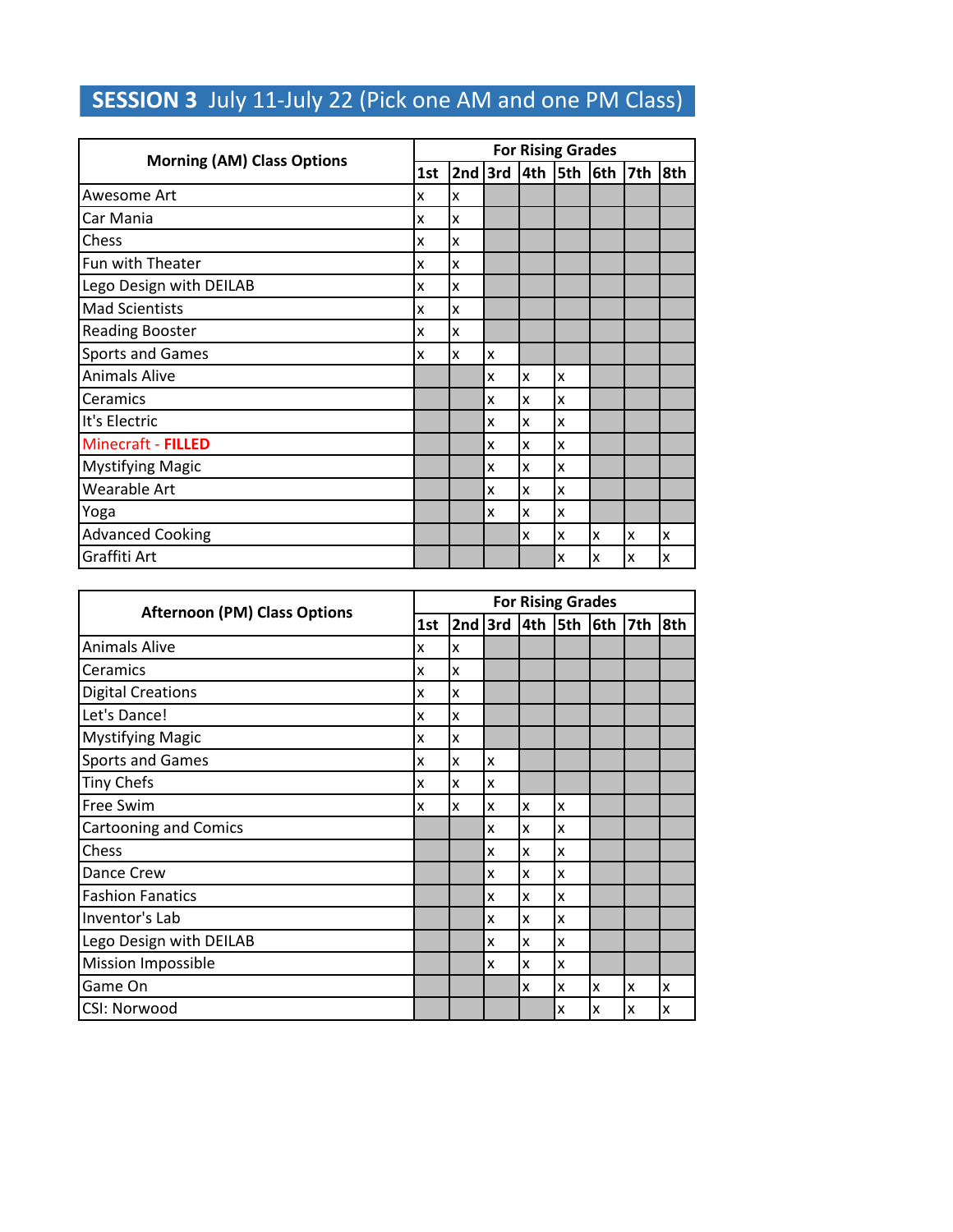## SESSION 3 July 11-July 22 (Pick one AM and one PM Class)

| Morning (AM) Class Options | For Rising Grades | | | | | | | |
|---|---|---|---|---|---|---|---|---|
| | 1st | 2nd | 3rd | 4th | 5th | 6th | 7th | 8th |
| Awesome Art | x | x | | | | | | |
| Car Mania | x | x | | | | | | |
| Chess | x | x | | | | | | |
| Fun with Theater | x | x | | | | | | |
| Lego Design with DEILAB | x | x | | | | | | |
| Mad Scientists | x | x | | | | | | |
| Reading Booster | x | x | | | | | | |
| Sports and Games | x | x | x | | | | | |
| Animals Alive | | | x | x | x | | | |
| Ceramics | | | x | x | x | | | |
| It's Electric | | | x | x | x | | | |
| Minecraft - **FILLED** | | | x | x | x | | | |
| Mystifying Magic | | | x | x | x | | | |
| Wearable Art | | | x | x | x | | | |
| Yoga | | | x | x | x | | | |
| Advanced Cooking | | | | x | x | x | x | x |
| Graffiti Art | | | | | x | x | x | x |

| Afternoon (PM) Class Options | For Rising Grades | | | | | | | |
|---|---|---|---|---|---|---|---|---|
| | 1st | 2nd | 3rd | 4th | 5th | 6th | 7th | 8th |
| Animals Alive | x | x | | | | | | |
| Ceramics | x | x | | | | | | |
| Digital Creations | x | x | | | | | | |
| Let's Dance! | x | x | | | | | | |
| Mystifying Magic | x | x | | | | | | |
| Sports and Games | x | x | x | | | | | |
| Tiny Chefs | x | x | x | | | | | |
| Free Swim | x | x | x | x | x | | | |
| Cartooning and Comics | | | x | x | x | | | |
| Chess | | | x | x | x | | | |
| Dance Crew | | | x | x | x | | | |
| Fashion Fanatics | | | x | x | x | | | |
| Inventor's Lab | | | x | x | x | | | |
| Lego Design with DEILAB | | | x | x | x | | | |
| Mission Impossible | | | x | x | x | | | |
| Game On | | | | x | x | x | x | x |
| CSI: Norwood | | | | | x | x | x | x |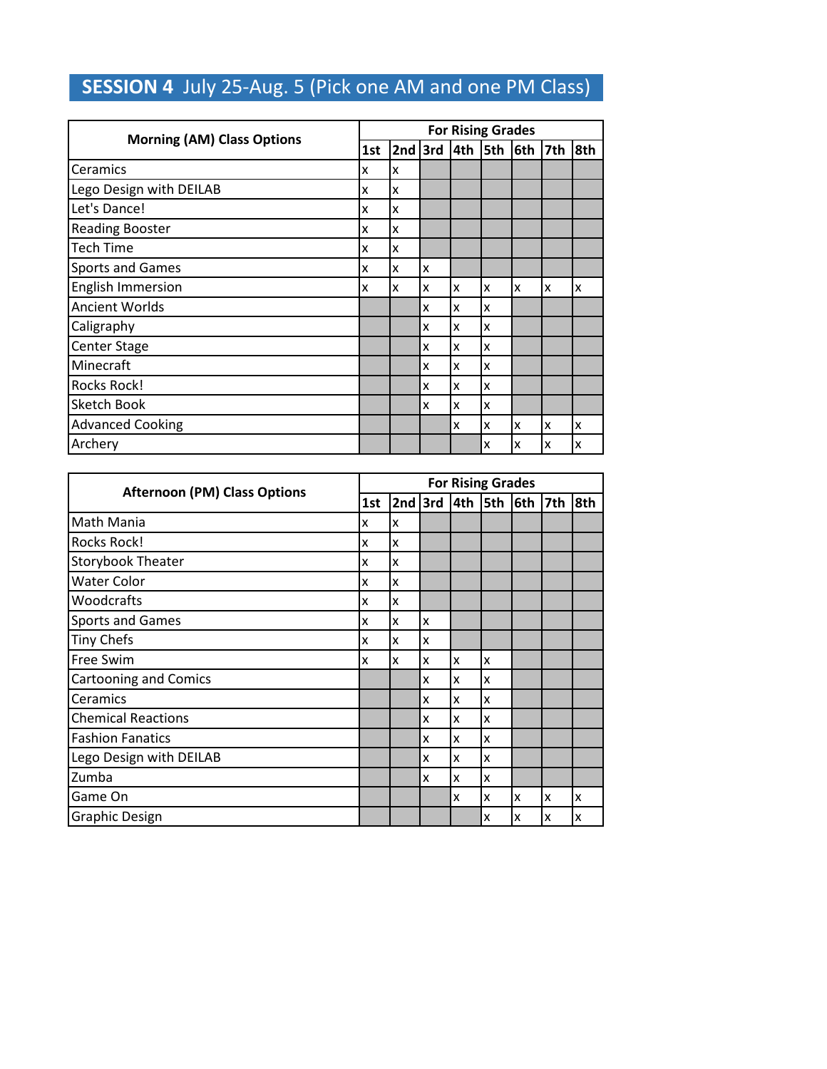## SESSION 4 July 25-Aug. 5 (Pick one AM and one PM Class)

| Morning (AM) Class Options | For Rising Grades | | | | | | | |
|---|---|---|---|---|---|---|---|---|
| | 1st | 2nd | 3rd | 4th | 5th | 6th | 7th | 8th |
| Ceramics | x | x | | | | | | |
| Lego Design with DEILAB | x | x | | | | | | |
| Let's Dance! | x | x | | | | | | |
| Reading Booster | x | x | | | | | | |
| Tech Time | x | x | | | | | | |
| Sports and Games | x | x | x | | | | | |
| English Immersion | x | x | x | x | x | x | x | x |
| Ancient Worlds | | | x | x | x | | | |
| Caligraphy | | | x | x | x | | | |
| Center Stage | | | x | x | x | | | |
| Minecraft | | | x | x | x | | | |
| Rocks Rock! | | | x | x | x | | | |
| Sketch Book | | | x | x | x | | | |
| Advanced Cooking | | | | x | x | x | x | x |
| Archery | | | | | x | x | x | x |

| Afternoon (PM) Class Options | For Rising Grades | | | | | | | |
|---|---|---|---|---|---|---|---|---|
| | 1st | 2nd | 3rd | 4th | 5th | 6th | 7th | 8th |
| Math Mania | x | x | | | | | | |
| Rocks Rock! | x | x | | | | | | |
| Storybook Theater | x | x | | | | | | |
| Water Color | x | x | | | | | | |
| Woodcrafts | x | x | | | | | | |
| Sports and Games | x | x | x | | | | | |
| Tiny Chefs | x | x | x | | | | | |
| Free Swim | x | x | x | x | x | | | |
| Cartooning and Comics | | | x | x | x | | | |
| Ceramics | | | x | x | x | | | |
| Chemical Reactions | | | x | x | x | | | |
| Fashion Fanatics | | | x | x | x | | | |
| Lego Design with DEILAB | | | x | x | x | | | |
| Zumba | | | x | x | x | | | |
| Game On | | | | x | x | x | x | x |
| Graphic Design | | | | | x | x | x | x |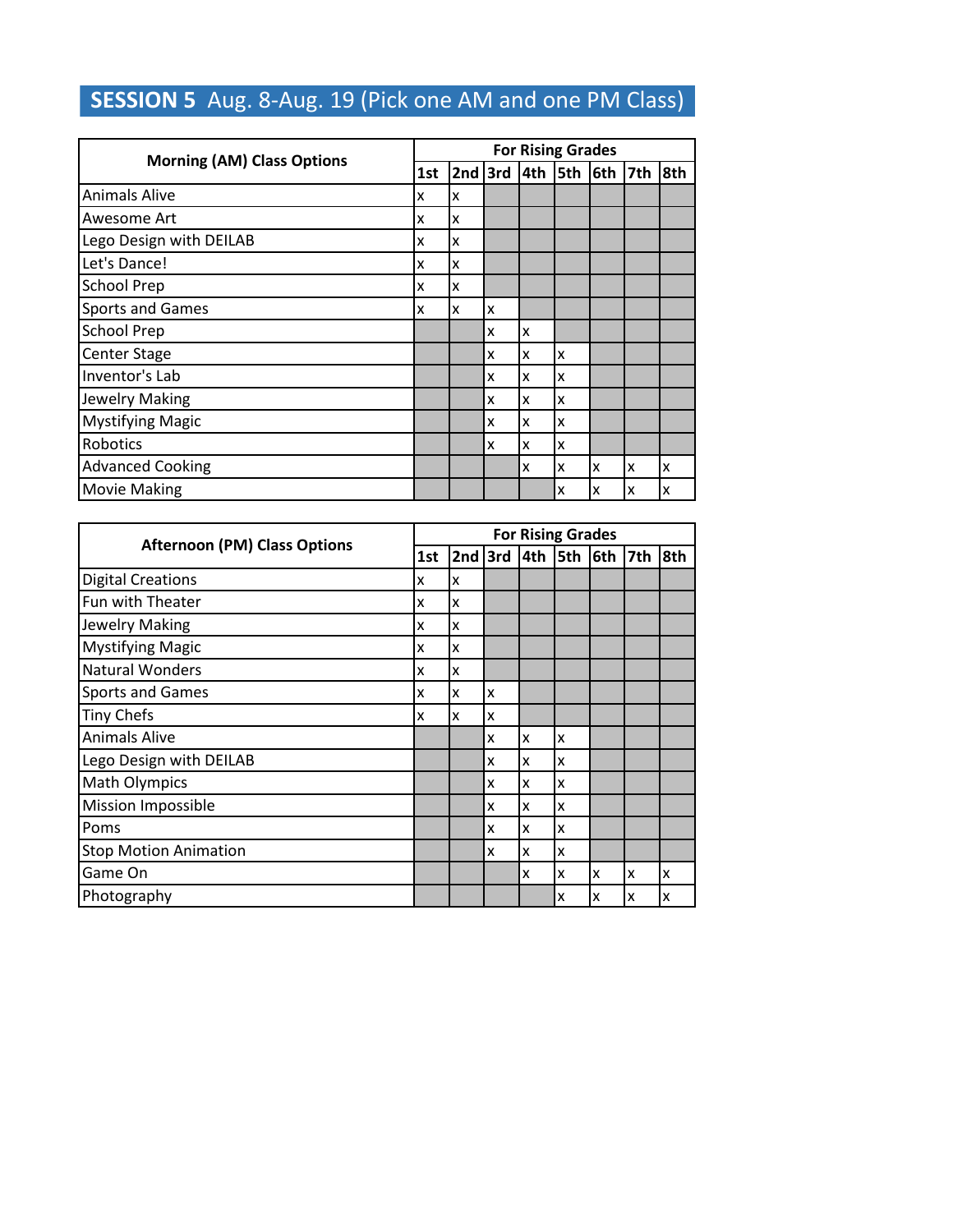## SESSION 5 Aug. 8-Aug. 19 (Pick one AM and one PM Class)

| Morning (AM) Class Options | For Rising Grades | | | | | | | |
|---|---|---|---|---|---|---|---|---|
| | 1st | 2nd | 3rd | 4th | 5th | 6th | 7th | 8th |
| Animals Alive | x | x | | | | | | |
| Awesome Art | x | x | | | | | | |
| Lego Design with DEILAB | x | x | | | | | | |
| Let's Dance! | x | x | | | | | | |
| School Prep | x | x | | | | | | |
| Sports and Games | x | x | x | | | | | |
| School Prep | | | x | x | | | | |
| Center Stage | | | x | x | x | | | |
| Inventor's Lab | | | x | x | x | | | |
| Jewelry Making | | | x | x | x | | | |
| Mystifying Magic | | | x | x | x | | | |
| Robotics | | | x | x | x | | | |
| Advanced Cooking | | | | x | x | x | x | x |
| Movie Making | | | | | x | x | x | x |

| Afternoon (PM) Class Options | For Rising Grades | | | | | | | |
|---|---|---|---|---|---|---|---|---|
| | 1st | 2nd | 3rd | 4th | 5th | 6th | 7th | 8th |
| Digital Creations | x | x | | | | | | |
| Fun with Theater | x | x | | | | | | |
| Jewelry Making | x | x | | | | | | |
| Mystifying Magic | x | x | | | | | | |
| Natural Wonders | x | x | | | | | | |
| Sports and Games | x | x | x | | | | | |
| Tiny Chefs | x | x | x | | | | | |
| Animals Alive | | | x | x | x | | | |
| Lego Design with DEILAB | | | x | x | x | | | |
| Math Olympics | | | x | x | x | | | |
| Mission Impossible | | | x | x | x | | | |
| Poms | | | x | x | x | | | |
| Stop Motion Animation | | | x | x | x | | | |
| Game On | | | | x | x | x | x | x |
| Photography | | | | | x | x | x | x |